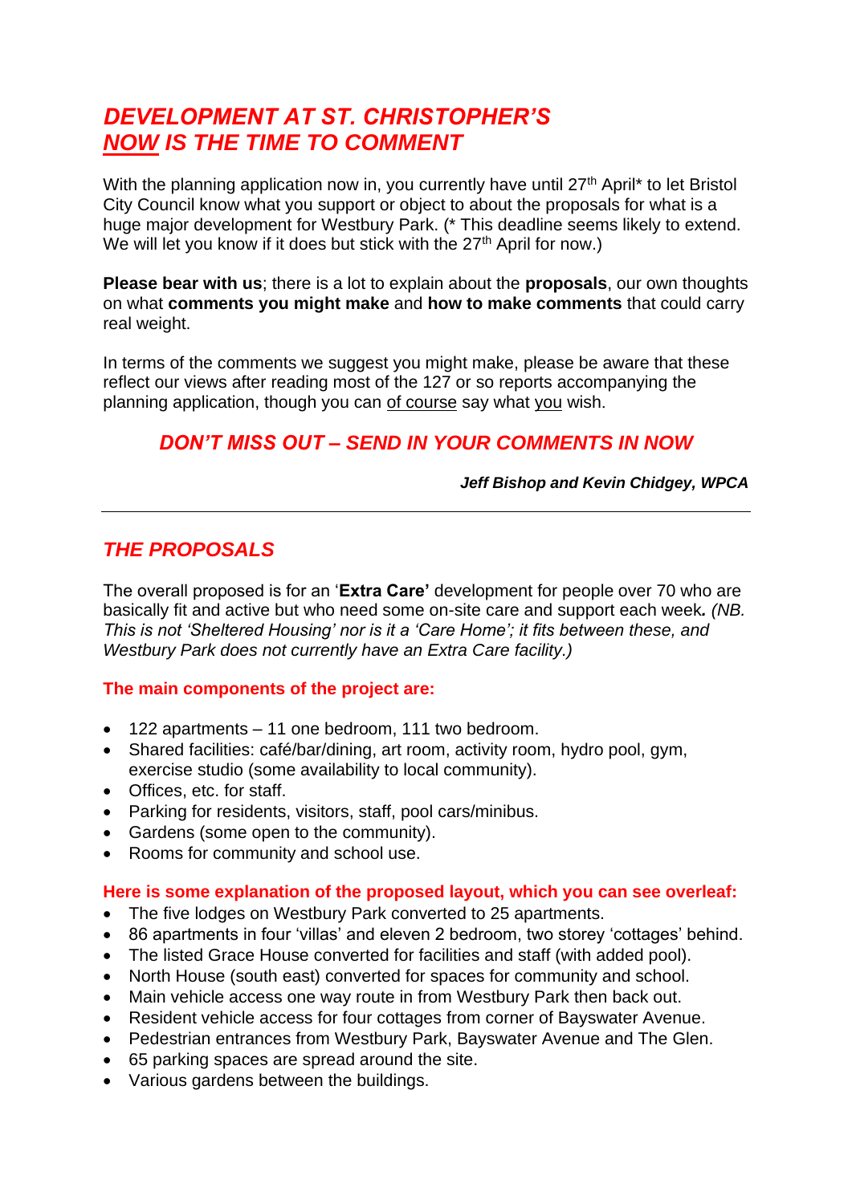# *DEVELOPMENT AT ST. CHRISTOPHER'S*
# *NOW IS THE TIME TO COMMENT*

With the planning application now in, you currently have until 27th April* to let Bristol City Council know what you support or object to about the proposals for what is a huge major development for Westbury Park. (* This deadline seems likely to extend. We will let you know if it does but stick with the 27th April for now.)

**Please bear with us**; there is a lot to explain about the **proposals**, our own thoughts on what **comments you might make** and **how to make comments** that could carry real weight.

In terms of the comments we suggest you might make, please be aware that these reflect our views after reading most of the 127 or so reports accompanying the planning application, though you can of course say what you wish.

### *DON'T MISS OUT – SEND IN YOUR COMMENTS IN NOW*

***Jeff Bishop and Kevin Chidgey, WPCA***

---

## *THE PROPOSALS*

The overall proposed is for an '**Extra Care'** development for people over 70 who are basically fit and active but who need some on-site care and support each week***.*** *(NB. This is not 'Sheltered Housing' nor is it a 'Care Home'; it fits between these, and Westbury Park does not currently have an Extra Care facility.)*

**The main components of the project are:**

- 122 apartments – 11 one bedroom, 111 two bedroom.
- Shared facilities: café/bar/dining, art room, activity room, hydro pool, gym, exercise studio (some availability to local community).
- Offices, etc. for staff.
- Parking for residents, visitors, staff, pool cars/minibus.
- Gardens (some open to the community).
- Rooms for community and school use.

**Here is some explanation of the proposed layout, which you can see overleaf:**

- The five lodges on Westbury Park converted to 25 apartments.
- 86 apartments in four 'villas' and eleven 2 bedroom, two storey 'cottages' behind.
- The listed Grace House converted for facilities and staff (with added pool).
- North House (south east) converted for spaces for community and school.
- Main vehicle access one way route in from Westbury Park then back out.
- Resident vehicle access for four cottages from corner of Bayswater Avenue.
- Pedestrian entrances from Westbury Park, Bayswater Avenue and The Glen.
- 65 parking spaces are spread around the site.
- Various gardens between the buildings.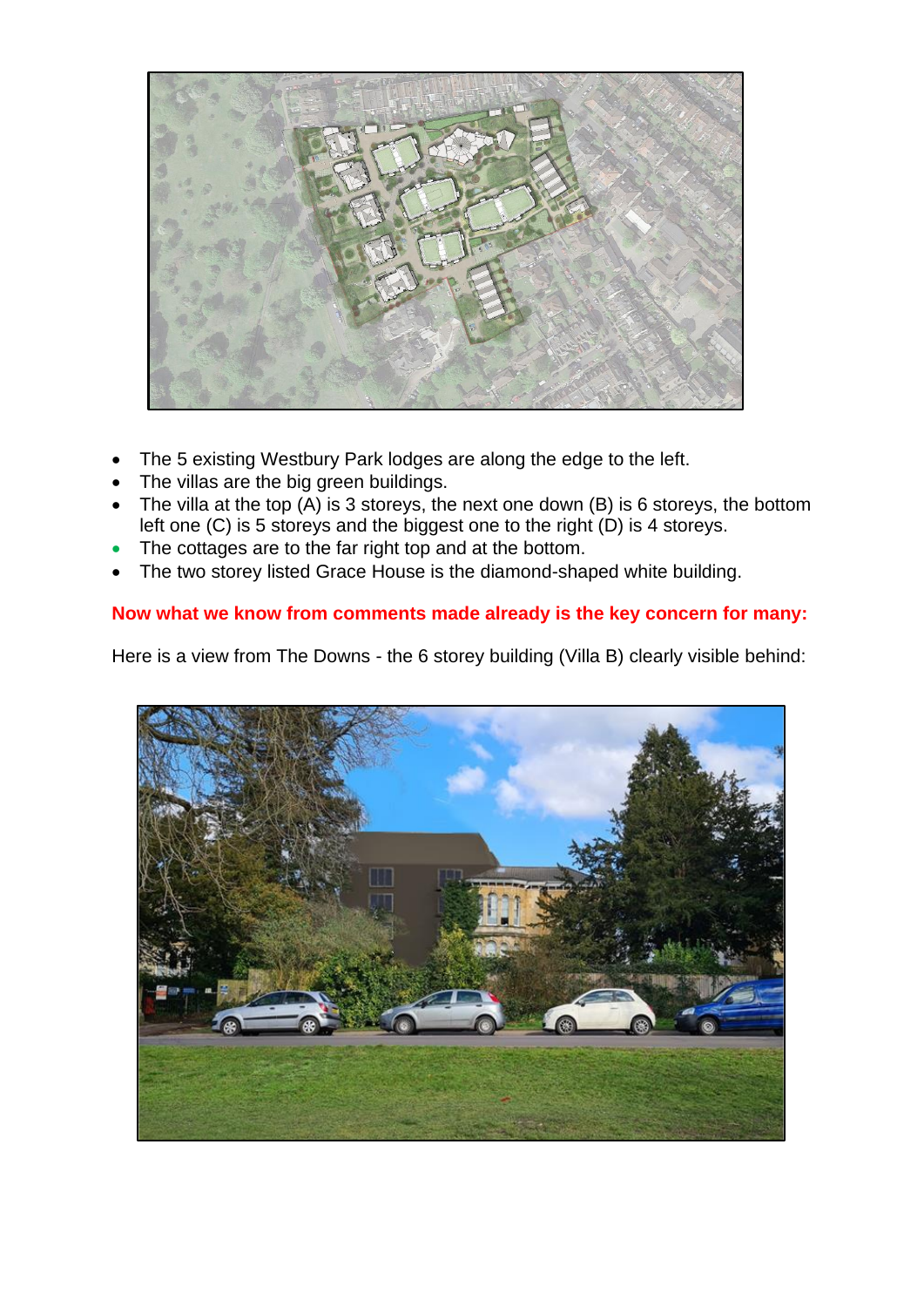- The 5 existing Westbury Park lodges are along the edge to the left.
- The villas are the big green buildings.
- The villa at the top (A) is 3 storeys, the next one down (B) is 6 storeys, the bottom left one (C) is 5 storeys and the biggest one to the right (D) is 4 storeys.
- The cottages are to the far right top and at the bottom.
- The two storey listed Grace House is the diamond-shaped white building.

**Now what we know from comments made already is the key concern for many:**

Here is a view from The Downs - the 6 storey building (Villa B) clearly visible behind: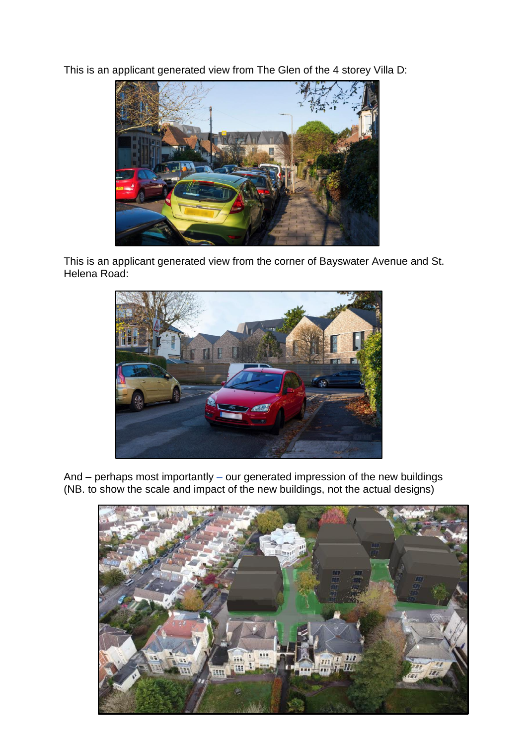This is an applicant generated view from The Glen of the 4 storey Villa D:

This is an applicant generated view from the corner of Bayswater Avenue and St. Helena Road:

And – perhaps most importantly – our generated impression of the new buildings (NB. to show the scale and impact of the new buildings, not the actual designs)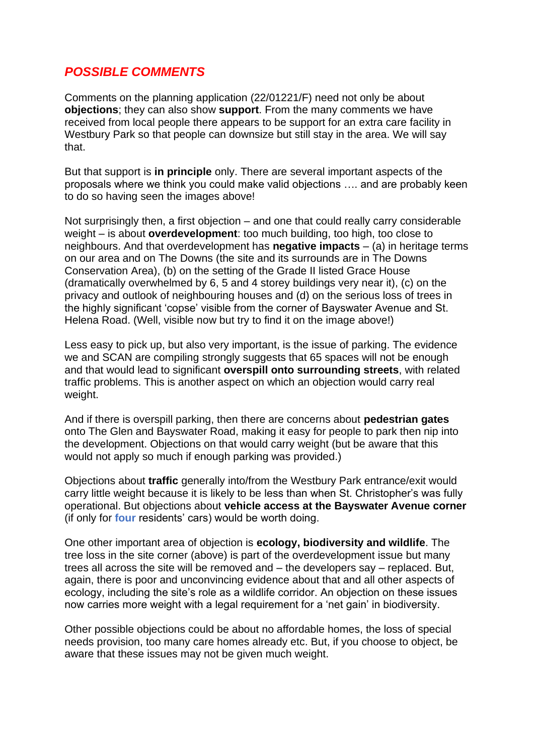## ***POSSIBLE COMMENTS***

Comments on the planning application (22/01221/F) need not only be about **objections**; they can also show **support**. From the many comments we have received from local people there appears to be support for an extra care facility in Westbury Park so that people can downsize but still stay in the area. We will say that.

But that support is **in principle** only. There are several important aspects of the proposals where we think you could make valid objections …. and are probably keen to do so having seen the images above!

Not surprisingly then, a first objection – and one that could really carry considerable weight – is about **overdevelopment**: too much building, too high, too close to neighbours. And that overdevelopment has **negative impacts** – (a) in heritage terms on our area and on The Downs (the site and its surrounds are in The Downs Conservation Area), (b) on the setting of the Grade II listed Grace House (dramatically overwhelmed by 6, 5 and 4 storey buildings very near it), (c) on the privacy and outlook of neighbouring houses and (d) on the serious loss of trees in the highly significant 'copse' visible from the corner of Bayswater Avenue and St. Helena Road. (Well, visible now but try to find it on the image above!)

Less easy to pick up, but also very important, is the issue of parking. The evidence we and SCAN are compiling strongly suggests that 65 spaces will not be enough and that would lead to significant **overspill onto surrounding streets**, with related traffic problems. This is another aspect on which an objection would carry real weight.

And if there is overspill parking, then there are concerns about **pedestrian gates** onto The Glen and Bayswater Road, making it easy for people to park then nip into the development. Objections on that would carry weight (but be aware that this would not apply so much if enough parking was provided.)

Objections about **traffic** generally into/from the Westbury Park entrance/exit would carry little weight because it is likely to be less than when St. Christopher's was fully operational. But objections about **vehicle access at the Bayswater Avenue corner** (if only for **four** residents' cars) would be worth doing.

One other important area of objection is **ecology, biodiversity and wildlife**. The tree loss in the site corner (above) is part of the overdevelopment issue but many trees all across the site will be removed and – the developers say – replaced. But, again, there is poor and unconvincing evidence about that and all other aspects of ecology, including the site's role as a wildlife corridor. An objection on these issues now carries more weight with a legal requirement for a 'net gain' in biodiversity.

Other possible objections could be about no affordable homes, the loss of special needs provision, too many care homes already etc. But, if you choose to object, be aware that these issues may not be given much weight.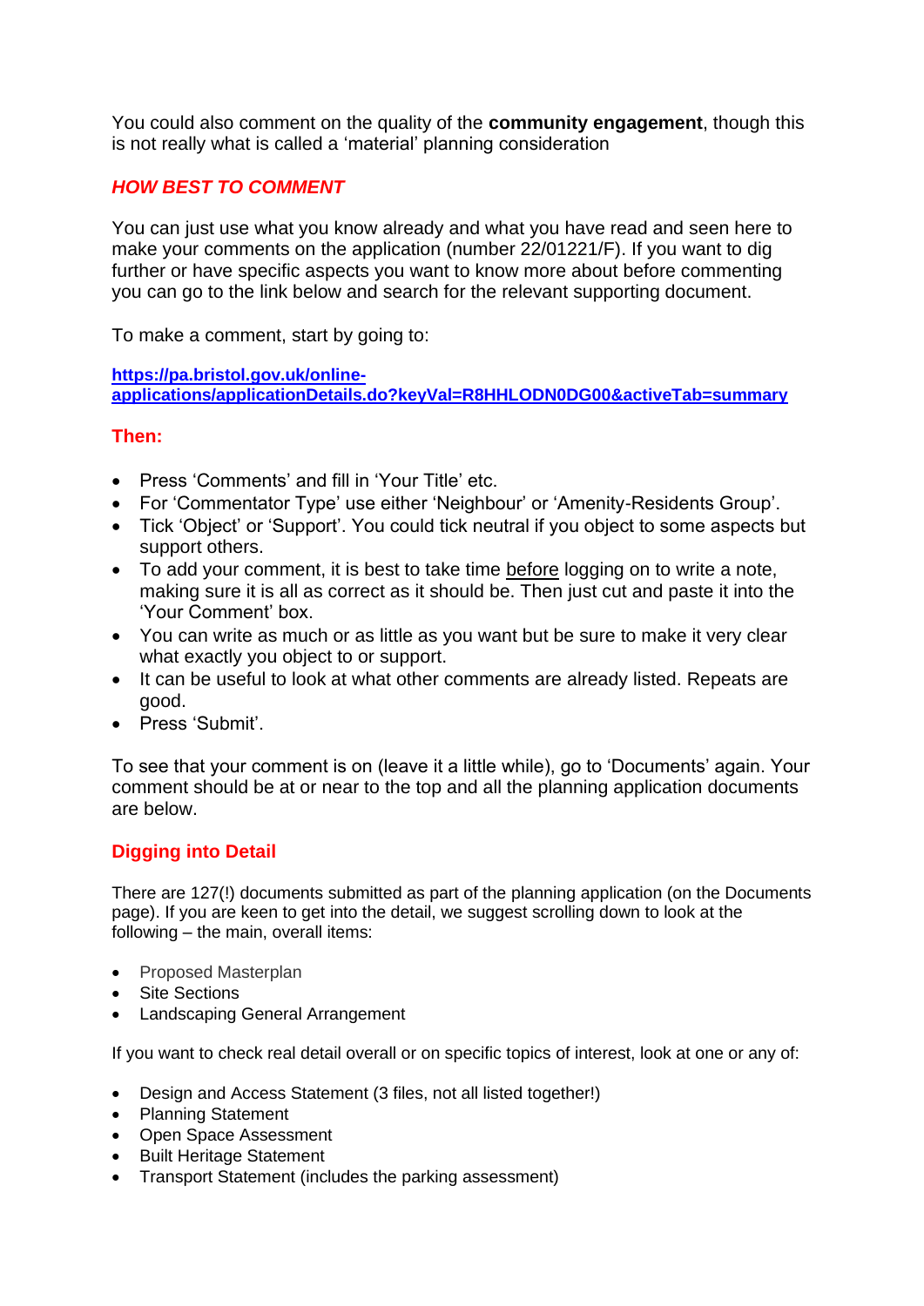You could also comment on the quality of the **community engagement**, though this is not really what is called a 'material' planning consideration

## *HOW BEST TO COMMENT*

You can just use what you know already and what you have read and seen here to make your comments on the application (number 22/01221/F). If you want to dig further or have specific aspects you want to know more about before commenting you can go to the link below and search for the relevant supporting document.

To make a comment, start by going to:

**https://pa.bristol.gov.uk/online-applications/applicationDetails.do?keyVal=R8HHLODN0DG00&activeTab=summary**

**Then:**

- Press 'Comments' and fill in 'Your Title' etc.
- For 'Commentator Type' use either 'Neighbour' or 'Amenity-Residents Group'.
- Tick 'Object' or 'Support'. You could tick neutral if you object to some aspects but support others.
- To add your comment, it is best to take time before logging on to write a note, making sure it is all as correct as it should be. Then just cut and paste it into the 'Your Comment' box.
- You can write as much or as little as you want but be sure to make it very clear what exactly you object to or support.
- It can be useful to look at what other comments are already listed. Repeats are good.
- Press 'Submit'.

To see that your comment is on (leave it a little while), go to 'Documents' again. Your comment should be at or near to the top and all the planning application documents are below.

## Digging into Detail

There are 127(!) documents submitted as part of the planning application (on the Documents page). If you are keen to get into the detail, we suggest scrolling down to look at the following – the main, overall items:

- Proposed Masterplan
- Site Sections
- Landscaping General Arrangement

If you want to check real detail overall or on specific topics of interest, look at one or any of:

- Design and Access Statement (3 files, not all listed together!)
- Planning Statement
- Open Space Assessment
- Built Heritage Statement
- Transport Statement (includes the parking assessment)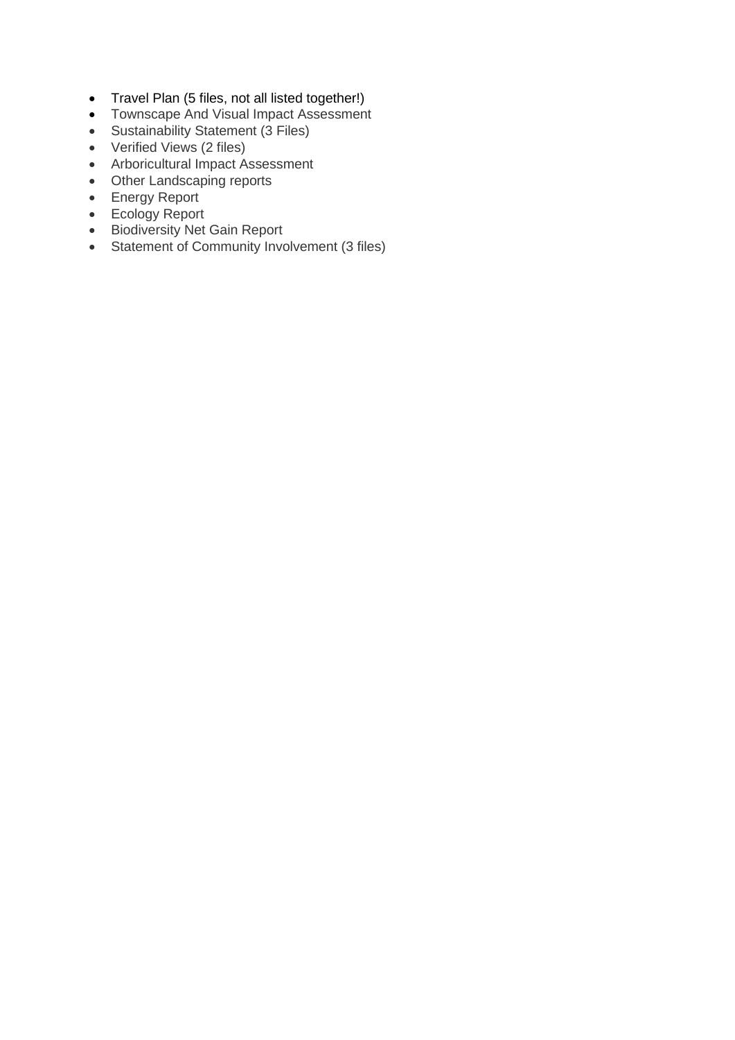- Travel Plan (5 files, not all listed together!)
- Townscape And Visual Impact Assessment
- Sustainability Statement (3 Files)
- Verified Views (2 files)
- Arboricultural Impact Assessment
- Other Landscaping reports
- Energy Report
- Ecology Report
- Biodiversity Net Gain Report
- Statement of Community Involvement (3 files)